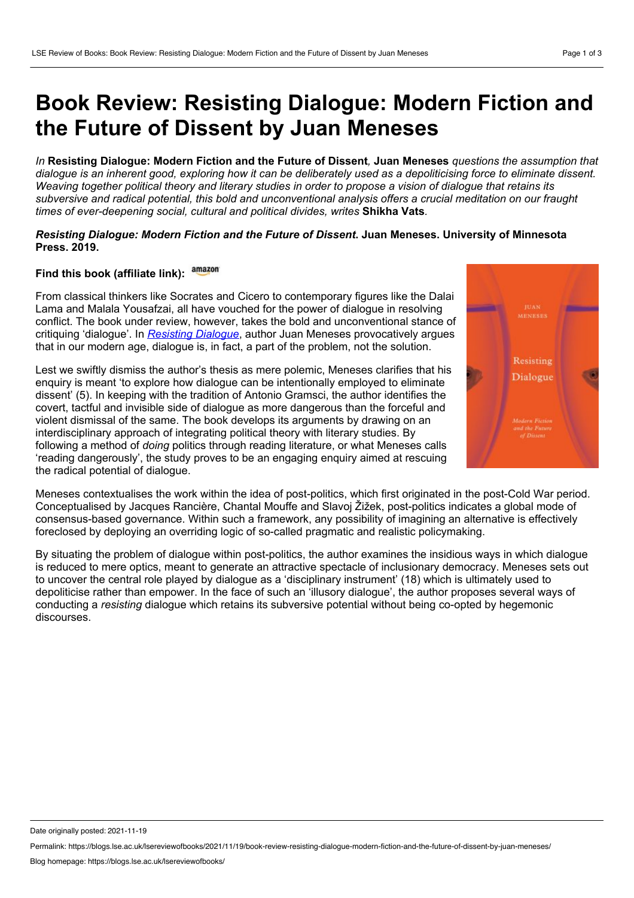# Book Review: Resisting Dialogue: Modern Fiction and the Future of Dissent by Juan Meneses

*In* **Resisting Dialogue: Modern Fiction and the Future of Dissent***,* **Juan Meneses** *questions the assumption that dialogue is an inherent good, exploring how it can be deliberately used as a depoliticising force to eliminate dissent. Weaving together political theory and literary studies in order to propose a vision of dialogue that retains its subversive and radical potential, this bold and unconventional analysis offers a crucial meditation on our fraught times of ever-deepening social, cultural and political divides, writes* **Shikha Vats***.*

***Resisting Dialogue: Modern Fiction and the Future of Dissent*. Juan Meneses. University of Minnesota Press. 2019.**

**Find this book (affiliate link):** amazon

From classical thinkers like Socrates and Cicero to contemporary figures like the Dalai Lama and Malala Yousafzai, all have vouched for the power of dialogue in resolving conflict. The book under review, however, takes the bold and unconventional stance of critiquing 'dialogue'. In *Resisting Dialogue*, author Juan Meneses provocatively argues that in our modern age, dialogue is, in fact, a part of the problem, not the solution.

Lest we swiftly dismiss the author's thesis as mere polemic, Meneses clarifies that his enquiry is meant 'to explore how dialogue can be intentionally employed to eliminate dissent' (5). In keeping with the tradition of Antonio Gramsci, the author identifies the covert, tactful and invisible side of dialogue as more dangerous than the forceful and violent dismissal of the same. The book develops its arguments by drawing on an interdisciplinary approach of integrating political theory with literary studies. By following a method of *doing* politics through reading literature, or what Meneses calls 'reading dangerously', the study proves to be an engaging enquiry aimed at rescuing the radical potential of dialogue.

Meneses contextualises the work within the idea of post-politics, which first originated in the post-Cold War period. Conceptualised by Jacques Rancière, Chantal Mouffe and Slavoj Žižek, post-politics indicates a global mode of consensus-based governance. Within such a framework, any possibility of imagining an alternative is effectively foreclosed by deploying an overriding logic of so-called pragmatic and realistic policymaking.

By situating the problem of dialogue within post-politics, the author examines the insidious ways in which dialogue is reduced to mere optics, meant to generate an attractive spectacle of inclusionary democracy. Meneses sets out to uncover the central role played by dialogue as a 'disciplinary instrument' (18) which is ultimately used to depoliticise rather than empower. In the face of such an 'illusory dialogue', the author proposes several ways of conducting a *resisting* dialogue which retains its subversive potential without being co-opted by hegemonic discourses.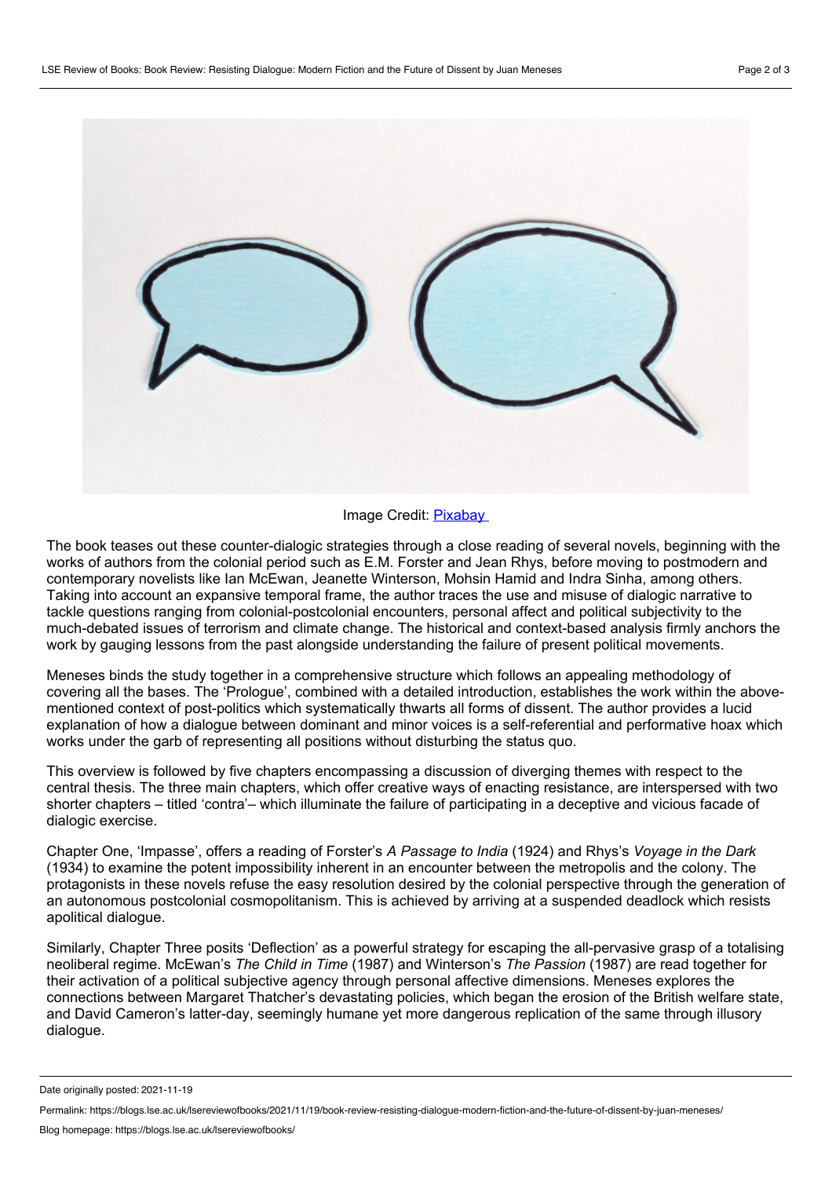Image Credit: [Pixabay](https://pixabay.com)

The book teases out these counter-dialogic strategies through a close reading of several novels, beginning with the works of authors from the colonial period such as E.M. Forster and Jean Rhys, before moving to postmodern and contemporary novelists like Ian McEwan, Jeanette Winterson, Mohsin Hamid and Indra Sinha, among others. Taking into account an expansive temporal frame, the author traces the use and misuse of dialogic narrative to tackle questions ranging from colonial-postcolonial encounters, personal affect and political subjectivity to the much-debated issues of terrorism and climate change. The historical and context-based analysis firmly anchors the work by gauging lessons from the past alongside understanding the failure of present political movements.

Meneses binds the study together in a comprehensive structure which follows an appealing methodology of covering all the bases. The 'Prologue', combined with a detailed introduction, establishes the work within the above-mentioned context of post-politics which systematically thwarts all forms of dissent. The author provides a lucid explanation of how a dialogue between dominant and minor voices is a self-referential and performative hoax which works under the garb of representing all positions without disturbing the status quo.

This overview is followed by five chapters encompassing a discussion of diverging themes with respect to the central thesis. The three main chapters, which offer creative ways of enacting resistance, are interspersed with two shorter chapters – titled 'contra'– which illuminate the failure of participating in a deceptive and vicious facade of dialogic exercise.

Chapter One, 'Impasse', offers a reading of Forster's *A Passage to India* (1924) and Rhys's *Voyage in the Dark* (1934) to examine the potent impossibility inherent in an encounter between the metropolis and the colony. The protagonists in these novels refuse the easy resolution desired by the colonial perspective through the generation of an autonomous postcolonial cosmopolitanism. This is achieved by arriving at a suspended deadlock which resists apolitical dialogue.

Similarly, Chapter Three posits 'Deflection' as a powerful strategy for escaping the all-pervasive grasp of a totalising neoliberal regime. McEwan's *The Child in Time* (1987) and Winterson's *The Passion* (1987) are read together for their activation of a political subjective agency through personal affective dimensions. Meneses explores the connections between Margaret Thatcher's devastating policies, which began the erosion of the British welfare state, and David Cameron's latter-day, seemingly humane yet more dangerous replication of the same through illusory dialogue.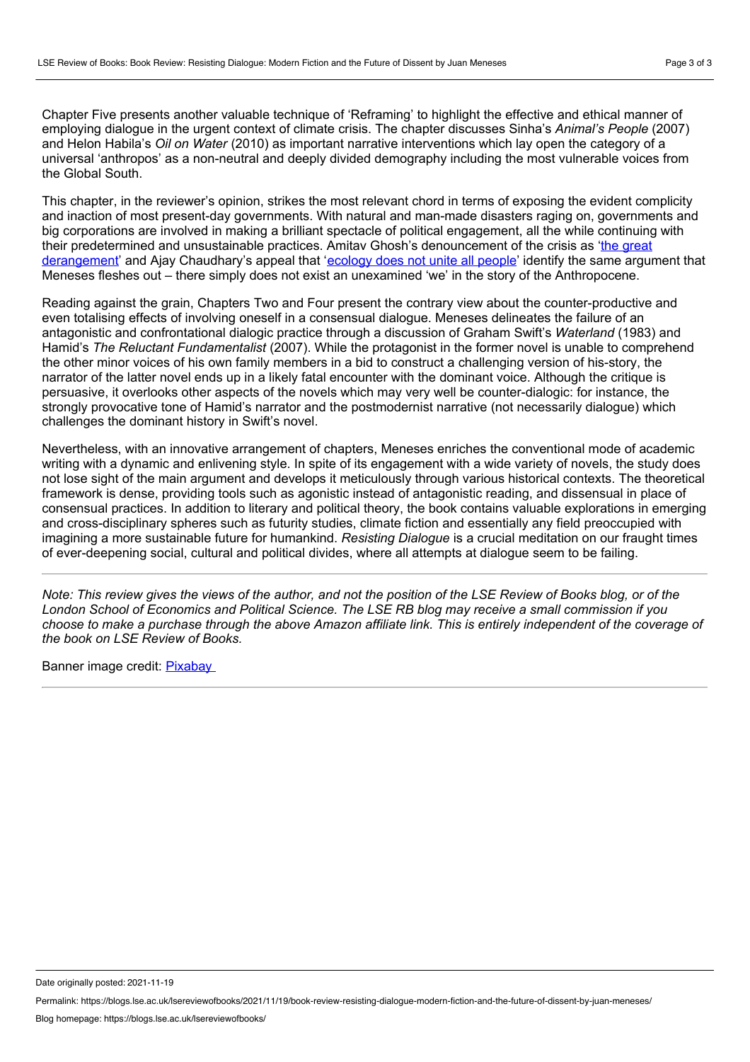Chapter Five presents another valuable technique of 'Reframing' to highlight the effective and ethical manner of employing dialogue in the urgent context of climate crisis. The chapter discusses Sinha's *Animal's People* (2007) and Helon Habila's *Oil on Water* (2010) as important narrative interventions which lay open the category of a universal 'anthropos' as a non-neutral and deeply divided demography including the most vulnerable voices from the Global South.

This chapter, in the reviewer's opinion, strikes the most relevant chord in terms of exposing the evident complicity and inaction of most present-day governments. With natural and man-made disasters raging on, governments and big corporations are involved in making a brilliant spectacle of political engagement, all the while continuing with their predetermined and unsustainable practices. Amitav Ghosh's denouncement of the crisis as '[the great derangement]' and Ajay Chaudhary's appeal that '[ecology does not unite all people]' identify the same argument that Meneses fleshes out – there simply does not exist an unexamined 'we' in the story of the Anthropocene.

Reading against the grain, Chapters Two and Four present the contrary view about the counter-productive and even totalising effects of involving oneself in a consensual dialogue. Meneses delineates the failure of an antagonistic and confrontational dialogic practice through a discussion of Graham Swift's *Waterland* (1983) and Hamid's *The Reluctant Fundamentalist* (2007). While the protagonist in the former novel is unable to comprehend the other minor voices of his own family members in a bid to construct a challenging version of his-story, the narrator of the latter novel ends up in a likely fatal encounter with the dominant voice. Although the critique is persuasive, it overlooks other aspects of the novels which may very well be counter-dialogic: for instance, the strongly provocative tone of Hamid's narrator and the postmodernist narrative (not necessarily dialogue) which challenges the dominant history in Swift's novel.

Nevertheless, with an innovative arrangement of chapters, Meneses enriches the conventional mode of academic writing with a dynamic and enlivening style. In spite of its engagement with a wide variety of novels, the study does not lose sight of the main argument and develops it meticulously through various historical contexts. The theoretical framework is dense, providing tools such as agonistic instead of antagonistic reading, and dissensual in place of consensual practices. In addition to literary and political theory, the book contains valuable explorations in emerging and cross-disciplinary spheres such as futurity studies, climate fiction and essentially any field preoccupied with imagining a more sustainable future for humankind. *Resisting Dialogue* is a crucial meditation on our fraught times of ever-deepening social, cultural and political divides, where all attempts at dialogue seem to be failing.

---

*Note: This review gives the views of the author, and not the position of the LSE Review of Books blog, or of the London School of Economics and Political Science. The LSE RB blog may receive a small commission if you choose to make a purchase through the above Amazon affiliate link. This is entirely independent of the coverage of the book on LSE Review of Books.*

Banner image credit: [Pixabay]

---

Date originally posted: 2021-11-19

Permalink: https://blogs.lse.ac.uk/lsereviewofbooks/2021/11/19/book-review-resisting-dialogue-modern-fiction-and-the-future-of-dissent-by-juan-meneses/

Blog homepage: https://blogs.lse.ac.uk/lsereviewofbooks/